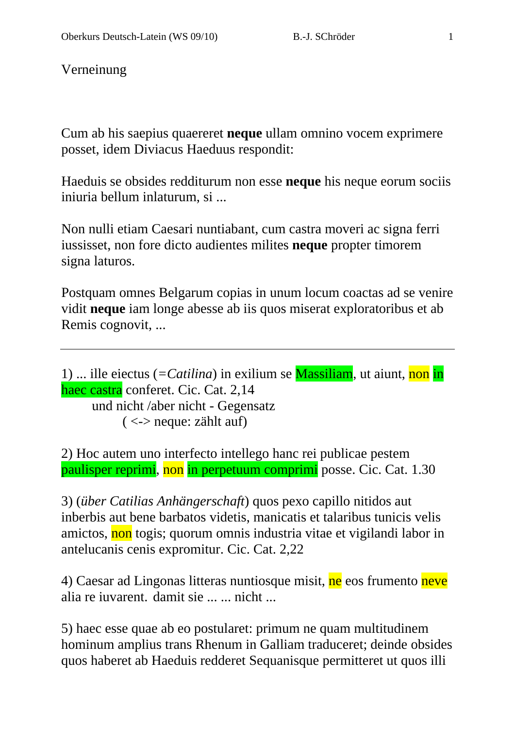Verneinung

Cum ab his saepius quaereret **neque** ullam omnino vocem exprimere posset, idem Diviacus Haeduus respondit:

Haeduis se obsides redditurum non esse **neque** his neque eorum sociis iniuria bellum inlaturum, si ...

Non nulli etiam Caesari nuntiabant, cum castra moveri ac signa ferri iussisset, non fore dicto audientes milites **neque** propter timorem signa laturos.

Postquam omnes Belgarum copias in unum locum coactas ad se venire vidit **neque** iam longe abesse ab iis quos miserat exploratoribus et ab Remis cognovit, ...

---

1) ... ille eiectus (=*Catilina*) in exilium se Massiliam, ut aiunt, non in haec castra conferet. Cic. Cat. 2,14
    und nicht /aber nicht - Gegensatz
        ( <-> neque: zählt auf)

2) Hoc autem uno interfecto intellego hanc rei publicae pestem paulisper reprimi, non in perpetuum comprimi posse. Cic. Cat. 1.30

3) (*über Catilias Anhängerschaft*) quos pexo capillo nitidos aut inberbis aut bene barbatos videtis, manicatis et talaribus tunicis velis amictos, non togis; quorum omnis industria vitae et vigilandi labor in antelucanis cenis expromitur. Cic. Cat. 2,22

4) Caesar ad Lingonas litteras nuntiosque misit, ne eos frumento neve alia re iuvarent. damit sie ... ... nicht ...

5) haec esse quae ab eo postularet: primum ne quam multitudinem hominum amplius trans Rhenum in Galliam traduceret; deinde obsides quos haberet ab Haeduis redderet Sequanisque permitteret ut quos illi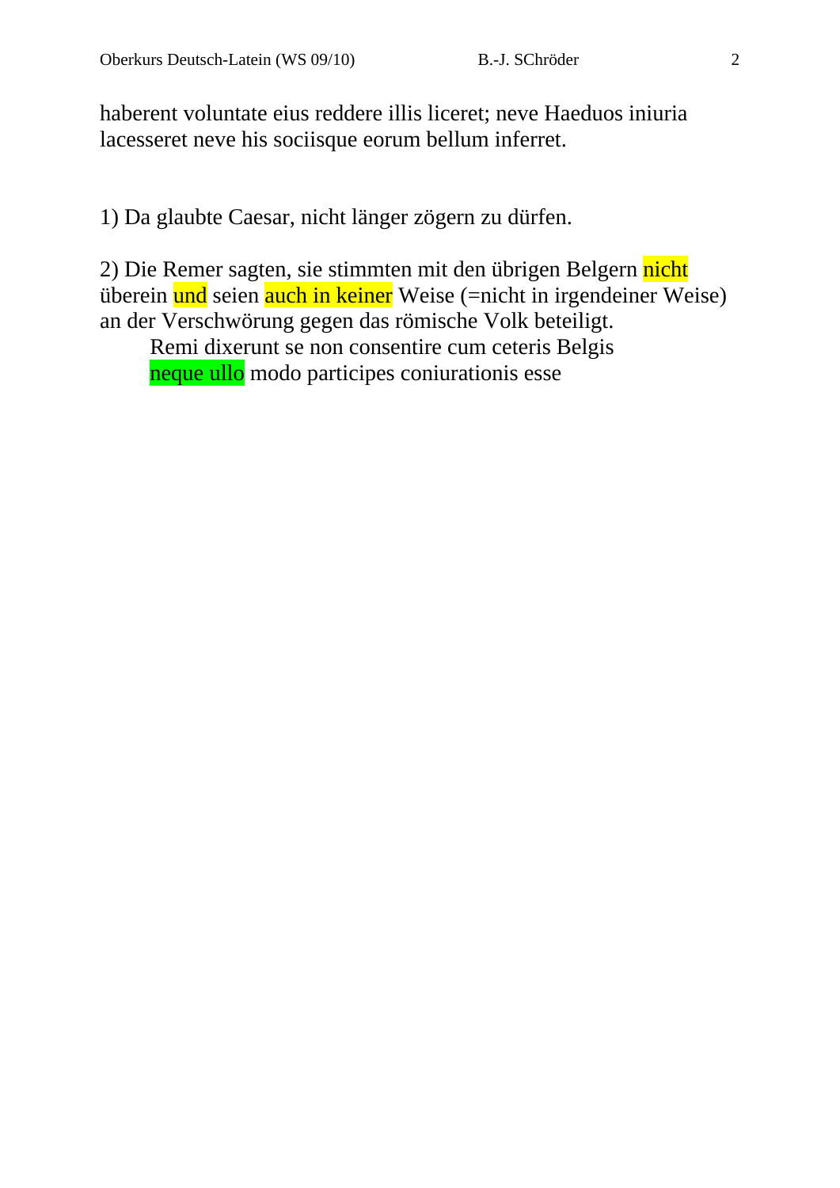haberent voluntate eius reddere illis liceret; neve Haeduos iniuria lacesseret neve his sociisque eorum bellum inferret.

1) Da glaubte Caesar, nicht länger zögern zu dürfen.

2) Die Remer sagten, sie stimmten mit den übrigen Belgern nicht überein und seien auch in keiner Weise (=nicht in irgendeiner Weise) an der Verschwörung gegen das römische Volk beteiligt.

> Remi dixerunt se non consentire cum ceteris Belgis
> neque ullo modo participes coniurationis esse